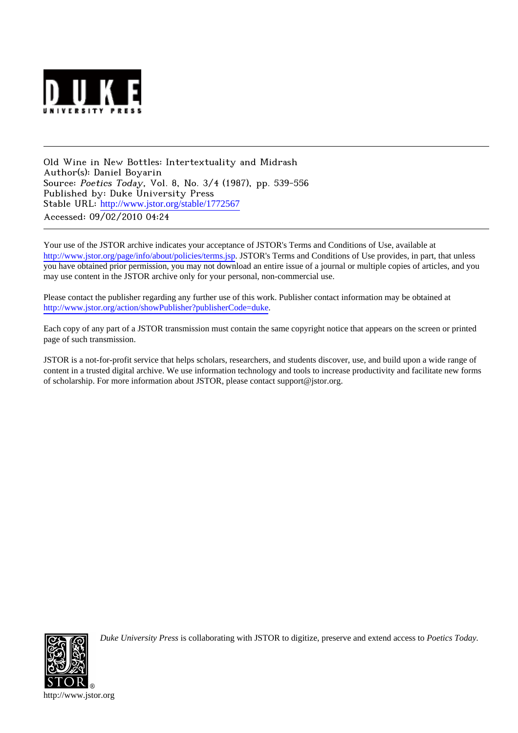Old Wine in New Bottles: Intertextuality and Midrash
Author(s): Daniel Boyarin
Source: *Poetics Today*, Vol. 8, No. 3/4 (1987), pp. 539-556
Published by: Duke University Press
Stable URL: http://www.jstor.org/stable/1772567
Accessed: 09/02/2010 04:24

---

Your use of the JSTOR archive indicates your acceptance of JSTOR's Terms and Conditions of Use, available at http://www.jstor.org/page/info/about/policies/terms.jsp. JSTOR's Terms and Conditions of Use provides, in part, that unless you have obtained prior permission, you may not download an entire issue of a journal or multiple copies of articles, and you may use content in the JSTOR archive only for your personal, non-commercial use.

Please contact the publisher regarding any further use of this work. Publisher contact information may be obtained at http://www.jstor.org/action/showPublisher?publisherCode=duke.

Each copy of any part of a JSTOR transmission must contain the same copyright notice that appears on the screen or printed page of such transmission.

JSTOR is a not-for-profit service that helps scholars, researchers, and students discover, use, and build upon a wide range of content in a trusted digital archive. We use information technology and tools to increase productivity and facilitate new forms of scholarship. For more information about JSTOR, please contact support@jstor.org.

*Duke University Press* is collaborating with JSTOR to digitize, preserve and extend access to *Poetics Today*.

http://www.jstor.org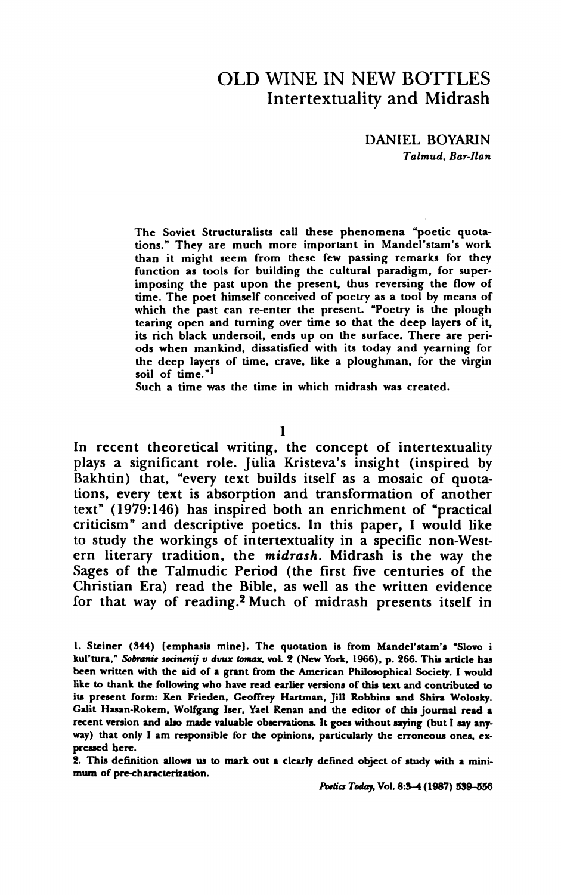# OLD WINE IN NEW BOTTLES
## Intertextuality and Midrash

DANIEL BOYARIN
*Talmud, Bar-Ilan*

> The Soviet Structuralists call these phenomena "poetic quotations." They are much more important in Mandel'stam's work than it might seem from these few passing remarks for they function as tools for building the cultural paradigm, for superimposing the past upon the present, thus reversing the flow of time. The poet himself conceived of poetry as a tool by means of which the past can re-enter the present. "Poetry is the plough tearing open and turning over time so that the deep layers of it, its rich black undersoil, ends up on the surface. There are periods when mankind, dissatisfied with its today and yearning for the deep layers of time, crave, like a ploughman, for the virgin soil of time."[1]
>
> Such a time was the time in which midrash was created.

### 1

In recent theoretical writing, the concept of intertextuality plays a significant role. Júlia Kristeva's insight (inspired by Bakhtin) that, "every text builds itself as a mosaic of quotations, every text is absorption and transformation of another text" (1979:146) has inspired both an enrichment of "practical criticism" and descriptive poetics. In this paper, I would like to study the workings of intertextuality in a specific non-Western literary tradition, the *midrash*. Midrash is the way the Sages of the Talmudic Period (the first five centuries of the Christian Era) read the Bible, as well as the written evidence for that way of reading.[2] Much of midrash presents itself in

---

1. Steiner (344) [emphasis mine]. The quotation is from Mandel'stam's "Slovo i kul'tura," *Sobranie socinenij v dvux tomax*, vol. 2 (New York, 1966), p. 266. This article has been written with the aid of a grant from the American Philosophical Society. I would like to thank the following who have read earlier versions of this text and contributed to its present form: Ken Frieden, Geoffrey Hartman, Jill Robbins and Shira Wolosky. Galit Hasan-Rokem, Wolfgang Iser, Yael Renan and the editor of this journal read a recent version and also made valuable observations. It goes without saying (but I say anyway) that only I am responsible for the opinions, particularly the erroneous ones, expressed here.

2. This definition allows us to mark out a clearly defined object of study with a minimum of pre-characterization.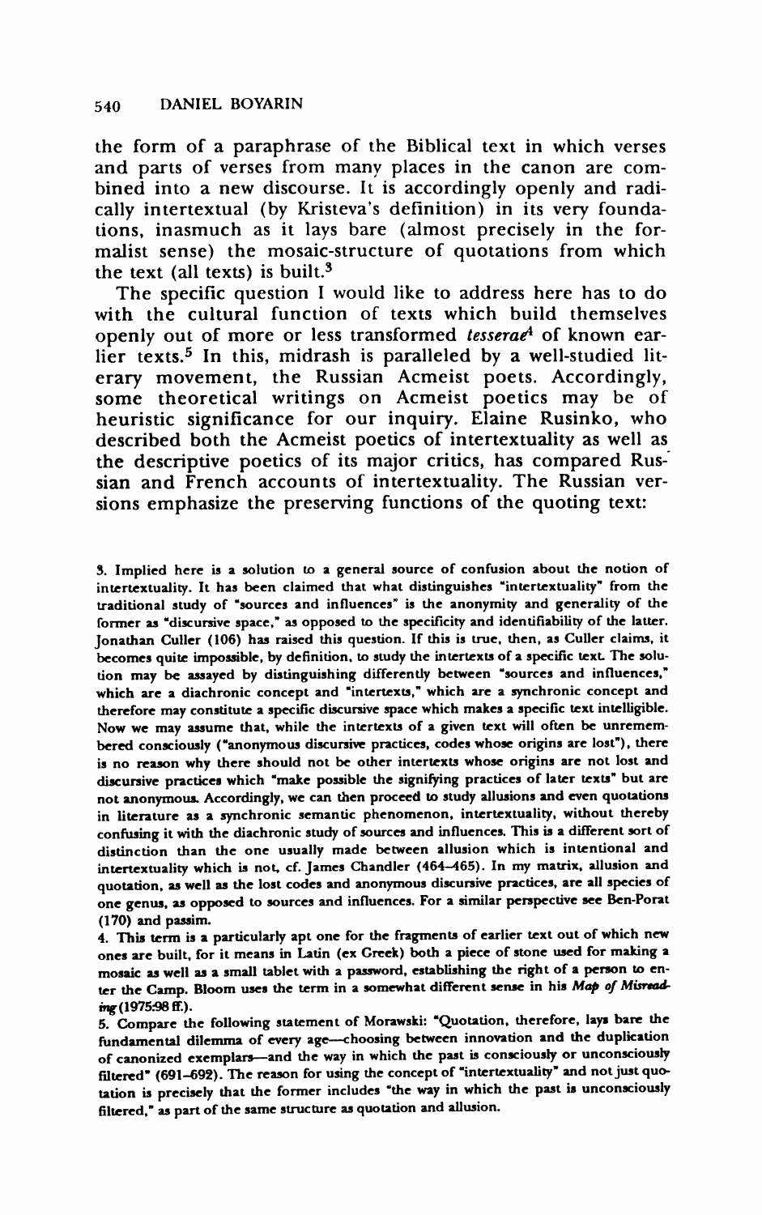the form of a paraphrase of the Biblical text in which verses and parts of verses from many places in the canon are combined into a new discourse. It is accordingly openly and radically intertextual (by Kristeva's definition) in its very foundations, inasmuch as it lays bare (almost precisely in the formalist sense) the mosaic-structure of quotations from which the text (all texts) is built.[3]

The specific question I would like to address here has to do with the cultural function of texts which build themselves openly out of more or less transformed *tesserae*[4] of known earlier texts.[5] In this, midrash is paralleled by a well-studied literary movement, the Russian Acmeist poets. Accordingly, some theoretical writings on Acmeist poetics may be of heuristic significance for our inquiry. Elaine Rusinko, who described both the Acmeist poetics of intertextuality as well as the descriptive poetics of its major critics, has compared Russian and French accounts of intertextuality. The Russian versions emphasize the preserving functions of the quoting text:

3. Implied here is a solution to a general source of confusion about the notion of intertextuality. It has been claimed that what distinguishes "intertextuality" from the traditional study of "sources and influences" is the anonymity and generality of the former as "discursive space," as opposed to the specificity and identifiability of the latter. Jonathan Culler (106) has raised this question. If this is true, then, as Culler claims, it becomes quite impossible, by definition, to study the intertexts of a specific text. The solution may be assayed by distinguishing differently between "sources and influences," which are a diachronic concept and "intertexts," which are a synchronic concept and therefore may constitute a specific discursive space which makes a specific text intelligible. Now we may assume that, while the intertexts of a given text will often be unremembered consciously ("anonymous discursive practices, codes whose origins are lost"), there is no reason why there should not be other intertexts whose origins are not lost and discursive practices which "make possible the signifying practices of later texts" but are not anonymous. Accordingly, we can then proceed to study allusions and even quotations in literature as a synchronic semantic phenomenon, intertextuality, without thereby confusing it with the diachronic study of sources and influences. This is a different sort of distinction than the one usually made between allusion which is intentional and intertextuality which is not, cf. James Chandler (464–465). In my matrix, allusion and quotation, as well as the lost codes and anonymous discursive practices, are all species of one genus, as opposed to sources and influences. For a similar perspective see Ben-Porat (170) and passim.

4. This term is a particularly apt one for the fragments of earlier text out of which new ones are built, for it means in Latin (ex Greek) both a piece of stone used for making a mosaic as well as a small tablet with a password, establishing the right of a person to enter the Camp. Bloom uses the term in a somewhat different sense in his *Map of Misreading* (1975:98 ff.).

5. Compare the following statement of Morawski: "Quotation, therefore, lays bare the fundamental dilemma of every age—choosing between innovation and the duplication of canonized exemplars—and the way in which the past is consciously or unconsciously filtered" (691–692). The reason for using the concept of "intertextuality" and not just quotation is precisely that the former includes "the way in which the past is unconsciously filtered," as part of the same structure as quotation and allusion.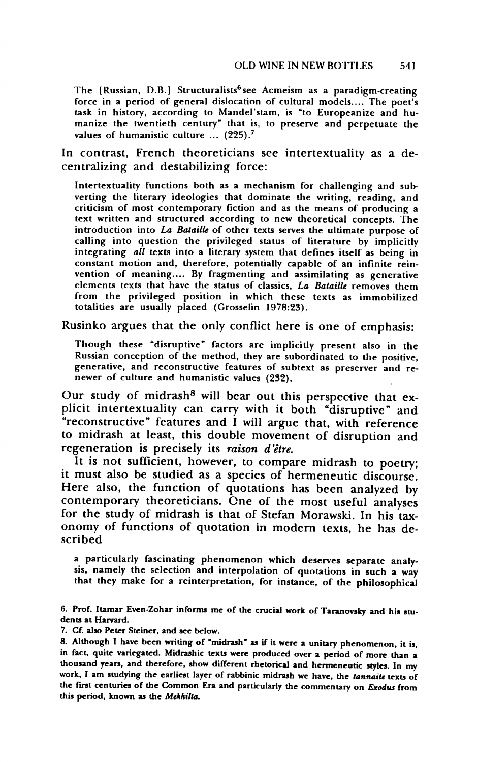> The [Russian, D.B.] Structuralists[6] see Acmeism as a paradigm-creating force in a period of general dislocation of cultural models.... The poet's task in history, according to Mandel'stam, is "to Europeanize and humanize the twentieth century" that is, to preserve and perpetuate the values of humanistic culture ... (225).[7]

In contrast, French theoreticians see intertextuality as a decentralizing and destabilizing force:

> Intertextuality functions both as a mechanism for challenging and subverting the literary ideologies that dominate the writing, reading, and criticism of most contemporary fiction and as the means of producing a text written and structured according to new theoretical concepts. The introduction into *La Bataille* of other texts serves the ultimate purpose of calling into question the privileged status of literature by implicitly integrating *all* texts into a literary system that defines itself as being in constant motion and, therefore, potentially capable of an infinite reinvention of meaning.... By fragmenting and assimilating as generative elements texts that have the status of classics, *La Bataille* removes them from the privileged position in which these texts as immobilized totalities are usually placed (Grosselin 1978:23).

Rusinko argues that the only conflict here is one of emphasis:

> Though these "disruptive" factors are implicitly present also in the Russian conception of the method, they are subordinated to the positive, generative, and reconstructive features of subtext as preserver and renewer of culture and humanistic values (232).

Our study of midrash[8] will bear out this perspective that explicit intertextuality can carry with it both "disruptive" and "reconstructive" features and I will argue that, with reference to midrash at least, this double movement of disruption and regeneration is precisely its *raison d'être.*

It is not sufficient, however, to compare midrash to poetry; it must also be studied as a species of hermeneutic discourse. Here also, the function of quotations has been analyzed by contemporary theoreticians. One of the most useful analyses for the study of midrash is that of Stefan Morawski. In his taxonomy of functions of quotation in modern texts, he has described

> a particularly fascinating phenomenon which deserves separate analysis, namely the selection and interpolation of quotations in such a way that they make for a reinterpretation, for instance, of the philosophical

6. Prof. Itamar Even-Zohar informs me of the crucial work of Taranovsky and his students at Harvard.

7. Cf. also Peter Steiner, and see below.

8. Although I have been writing of "midrash" as if it were a unitary phenomenon, it is, in fact, quite variegated. Midrashic texts were produced over a period of more than a thousand years, and therefore, show different rhetorical and hermeneutic styles. In my work, I am studying the earliest layer of rabbinic midrash we have, the *tannaite* texts of the first centuries of the Common Era and particularly the commentary on *Exodus* from this period, known as the *Mekhilta.*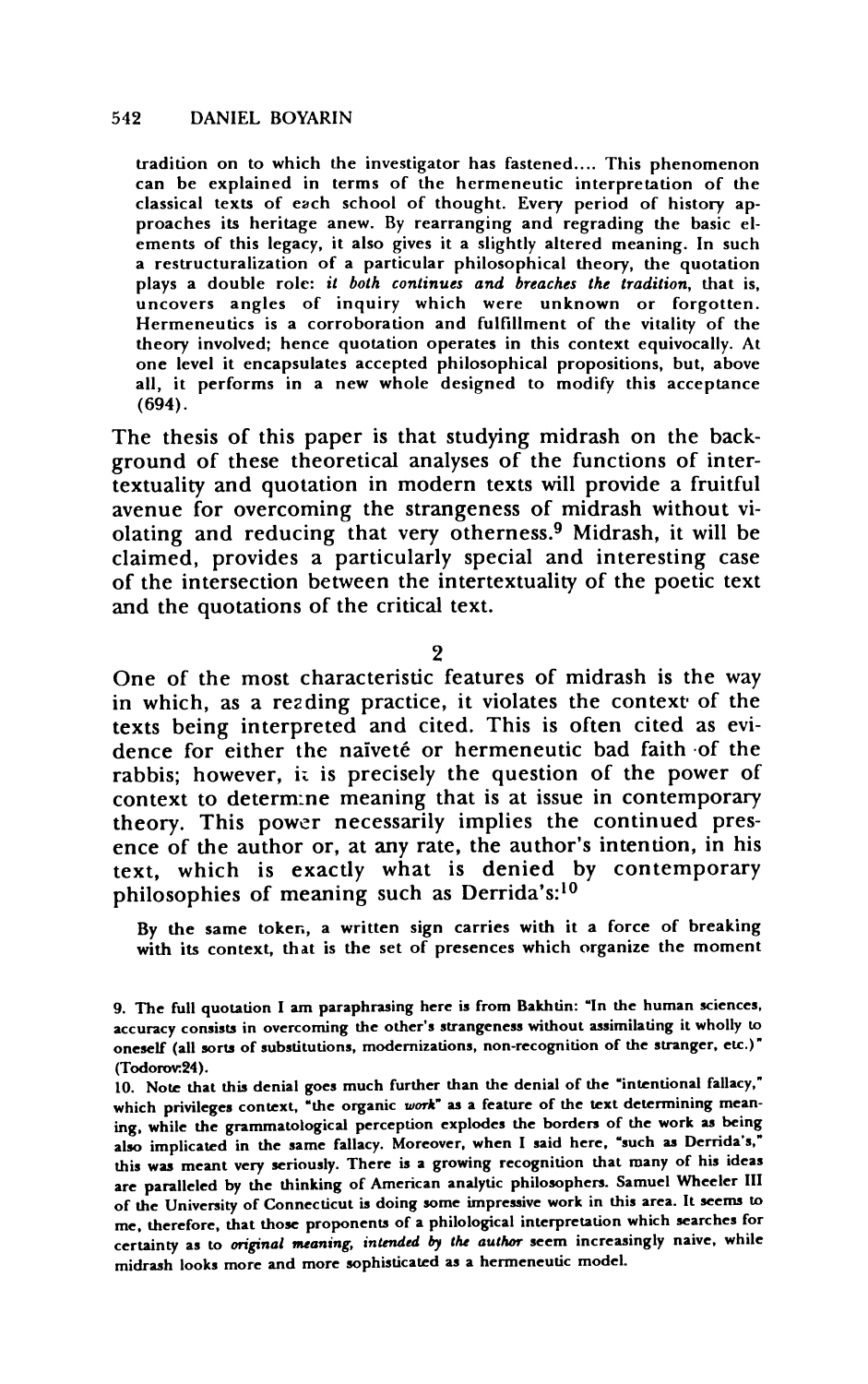> tradition on to which the investigator has fastened.... This phenomenon can be explained in terms of the hermeneutic interpretation of the classical texts of each school of thought. Every period of history approaches its heritage anew. By rearranging and regrading the basic elements of this legacy, it also gives it a slightly altered meaning. In such a restructuralization of a particular philosophical theory, the quotation plays a double role: *it both continues and breaches the tradition*, that is, uncovers angles of inquiry which were unknown or forgotten. Hermeneutics is a corroboration and fulfillment of the vitality of the theory involved; hence quotation operates in this context equivocally. At one level it encapsulates accepted philosophical propositions, but, above all, it performs in a new whole designed to modify this acceptance (694).

The thesis of this paper is that studying midrash on the background of these theoretical analyses of the functions of intertextuality and quotation in modern texts will provide a fruitful avenue for overcoming the strangeness of midrash without violating and reducing that very otherness.[9] Midrash, it will be claimed, provides a particularly special and interesting case of the intersection between the intertextuality of the poetic text and the quotations of the critical text.

## 2

One of the most characteristic features of midrash is the way in which, as a reading practice, it violates the context of the texts being interpreted and cited. This is often cited as evidence for either the naïveté or hermeneutic bad faith of the rabbis; however, it is precisely the question of the power of context to determine meaning that is at issue in contemporary theory. This power necessarily implies the continued presence of the author or, at any rate, the author's intention, in his text, which is exactly what is denied by contemporary philosophies of meaning such as Derrida's:[10]

> By the same token, a written sign carries with it a force of breaking with its context, that is the set of presences which organize the moment

9. The full quotation I am paraphrasing here is from Bakhtin: "In the human sciences, accuracy consists in overcoming the other's strangeness without assimilating it wholly to oneself (all sorts of substitutions, modernizations, non-recognition of the stranger, etc.)" (Todorov:24).

10. Note that this denial goes much further than the denial of the "intentional fallacy," which privileges context, "the organic *work*" as a feature of the text determining meaning, while the grammatological perception explodes the borders of the work as being also implicated in the same fallacy. Moreover, when I said here, "such as Derrida's," this was meant very seriously. There is a growing recognition that many of his ideas are paralleled by the thinking of American analytic philosophers. Samuel Wheeler III of the University of Connecticut is doing some impressive work in this area. It seems to me, therefore, that those proponents of a philological interpretation which searches for certainty as to *original meaning, intended by the author* seem increasingly naive, while midrash looks more and more sophisticated as a hermeneutic model.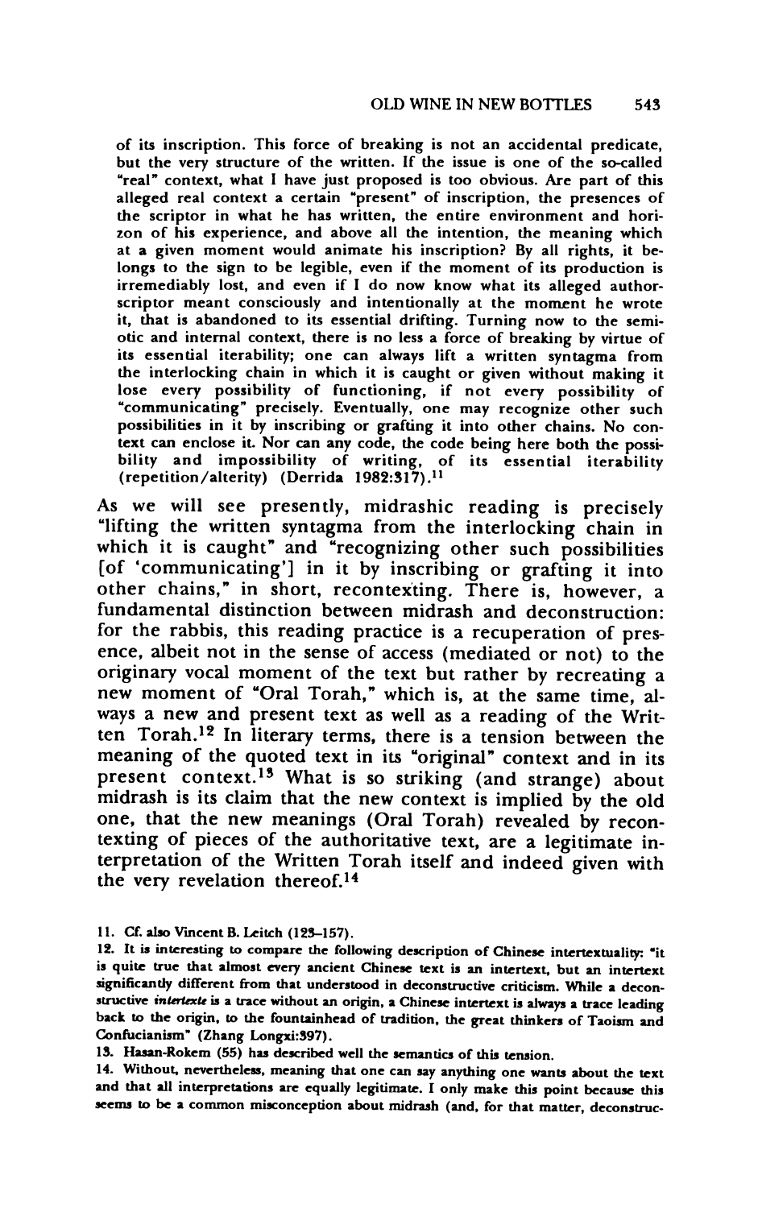> of its inscription. This force of breaking is not an accidental predicate, but the very structure of the written. If the issue is one of the so-called "real" context, what I have just proposed is too obvious. Are part of this alleged real context a certain "present" of inscription, the presences of the scriptor in what he has written, the entire environment and horizon of his experience, and above all the intention, the meaning which at a given moment would animate his inscription? By all rights, it belongs to the sign to be legible, even if the moment of its production is irremediably lost, and even if I do now know what its alleged author-scriptor meant consciously and intentionally at the moment he wrote it, that is abandoned to its essential drifting. Turning now to the semiotic and internal context, there is no less a force of breaking by virtue of its essential iterability; one can always lift a written syntagma from the interlocking chain in which it is caught or given without making it lose every possibility of functioning, if not every possibility of "communicating" precisely. Eventually, one may recognize other such possibilities in it by inscribing or grafting it into other chains. No context can enclose it. Nor can any code, the code being here both the possibility and impossibility of writing, of its essential iterability (repetition/alterity) (Derrida 1982:317).[11]

As we will see presently, midrashic reading is precisely "lifting the written syntagma from the interlocking chain in which it is caught" and "recognizing other such possibilities [of 'communicating'] in it by inscribing or grafting it into other chains," in short, recontexting. There is, however, a fundamental distinction between midrash and deconstruction: for the rabbis, this reading practice is a recuperation of presence, albeit not in the sense of access (mediated or not) to the originary vocal moment of the text but rather by recreating a new moment of "Oral Torah," which is, at the same time, always a new and present text as well as a reading of the Written Torah.[12] In literary terms, there is a tension between the meaning of the quoted text in its "original" context and in its present context.[13] What is so striking (and strange) about midrash is its claim that the new context is implied by the old one, that the new meanings (Oral Torah) revealed by recontexting of pieces of the authoritative text, are a legitimate interpretation of the Written Torah itself and indeed given with the very revelation thereof.[14]

11. Cf. also Vincent B. Leitch (123–157).

12. It is interesting to compare the following description of Chinese intertextuality: "it is quite true that almost every ancient Chinese text is an intertext, but an intertext significantly different from that understood in deconstructive criticism. While a deconstructive *intertexte* is a trace without an origin, a Chinese intertext is always a trace leading back to the origin, to the fountainhead of tradition, the great thinkers of Taoism and Confucianism" (Zhang Longxi:397).

13. Hasan-Rokem (55) has described well the semantics of this tension.

14. Without, nevertheless, meaning that one can say anything one wants about the text and that all interpretations are equally legitimate. I only make this point because this seems to be a common misconception about midrash (and, for that matter, deconstruc-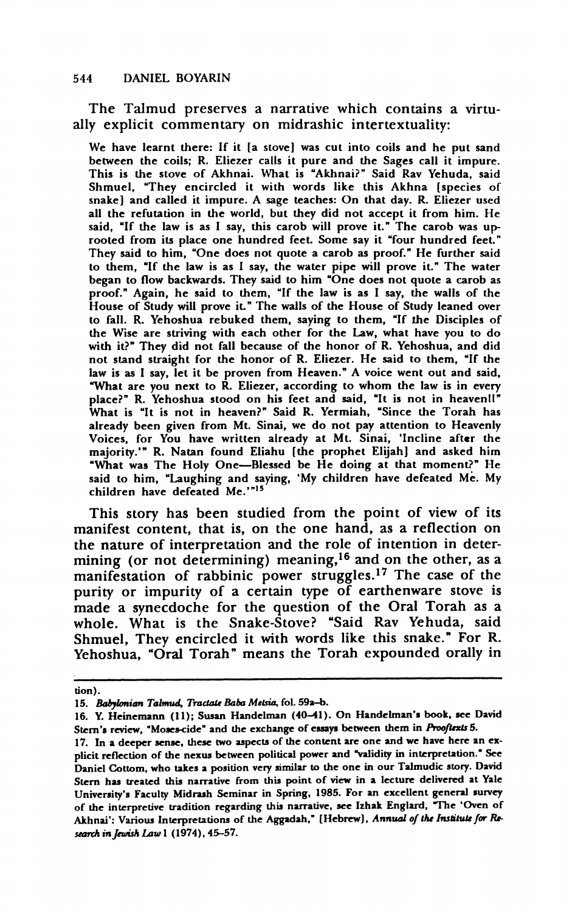The Talmud preserves a narrative which contains a virtually explicit commentary on midrashic intertextuality:

> We have learnt there: If it [a stove] was cut into coils and he put sand between the coils; R. Eliezer calls it pure and the Sages call it impure. This is the stove of Akhnai. What is "Akhnai?" Said Rav Yehuda, said Shmuel, "They encircled it with words like this Akhna [species of snake] and called it impure. A sage teaches: On that day. R. Eliezer used all the refutation in the world, but they did not accept it from him. He said, "If the law is as I say, this carob will prove it." The carob was uprooted from its place one hundred feet. Some say it "four hundred feet." They said to him, "One does not quote a carob as proof." He further said to them, "If the law is as I say, the water pipe will prove it." The water began to flow backwards. They said to him "One does not quote a carob as proof." Again, he said to them, "If the law is as I say, the walls of the House of Study will prove it." The walls of the House of Study leaned over to fall. R. Yehoshua rebuked them, saying to them, "If the Disciples of the Wise are striving with each other for the Law, what have you to do with it?" They did not fall because of the honor of R. Yehoshua, and did not stand straight for the honor of R. Eliezer. He said to them, "If the law is as I say, let it be proven from Heaven." A voice went out and said, "What are you next to R. Eliezer, according to whom the law is in every place?" R. Yehoshua stood on his feet and said, "It is not in heaven!!" What is "It is not in heaven?" Said R. Yermiah, "Since the Torah has already been given from Mt. Sinai, we do not pay attention to Heavenly Voices, for You have written already at Mt. Sinai, 'Incline after the majority.'" R. Natan found Eliahu [the prophet Elijah] and asked him "What was The Holy One—Blessed be He doing at that moment?" He said to him, "Laughing and saying, 'My children have defeated Me. My children have defeated Me.'"[15]

This story has been studied from the point of view of its manifest content, that is, on the one hand, as a reflection on the nature of interpretation and the role of intention in determining (or not determining) meaning,[16] and on the other, as a manifestation of rabbinic power struggles.[17] The case of the purity or impurity of a certain type of earthenware stove is made a synecdoche for the question of the Oral Torah as a whole. What is the Snake-Stove? "Said Rav Yehuda, said Shmuel, They encircled it with words like this snake." For R. Yehoshua, "Oral Torah" means the Torah expounded orally in

---

tion).

15. *Babylonian Talmud, Tractate Baba Metsia*, fol. 59a–b.

16. Y. Heinemann (11); Susan Handelman (40–41). On Handelman's book, see David Stern's review, "Moses-cide" and the exchange of essays between them in *Prooftexts* 5.

17. In a deeper sense, these two aspects of the content are one and we have here an explicit reflection of the nexus between political power and "validity in interpretation." See Daniel Cottom, who takes a position very similar to the one in our Talmudic story. David Stern has treated this narrative from this point of view in a lecture delivered at Yale University's Faculty Midrash Seminar in Spring, 1985. For an excellent general survey of the interpretive tradition regarding this narrative, see Izhak Englard, "The 'Oven of Akhnai': Various Interpretations of the Aggadah," [Hebrew], *Annual of the Institute for Research in Jewish Law* 1 (1974), 45–57.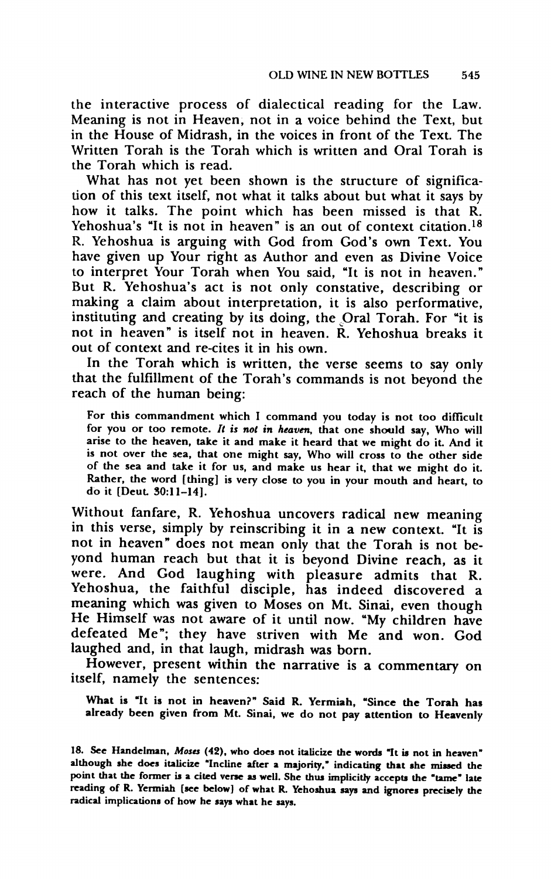the interactive process of dialectical reading for the Law. Meaning is not in Heaven, not in a voice behind the Text, but in the House of Midrash, in the voices in front of the Text. The Written Torah is the Torah which is written and Oral Torah is the Torah which is read.

What has not yet been shown is the structure of signification of this text itself, not what it talks about but what it says by how it talks. The point which has been missed is that R. Yehoshua's "It is not in heaven" is an out of context citation.[18] R. Yehoshua is arguing with God from God's own Text. You have given up Your right as Author and even as Divine Voice to interpret Your Torah when You said, "It is not in heaven." But R. Yehoshua's act is not only constative, describing or making a claim about interpretation, it is also performative, instituting and creating by its doing, the Oral Torah. For "it is not in heaven" is itself not in heaven. R. Yehoshua breaks it out of context and re-cites it in his own.

In the Torah which is written, the verse seems to say only that the fulfillment of the Torah's commands is not beyond the reach of the human being:

> For this commandment which I command you today is not too difficult for you or too remote. *It is not in heaven*, that one should say, Who will arise to the heaven, take it and make it heard that we might do it. And it is not over the sea, that one might say, Who will cross to the other side of the sea and take it for us, and make us hear it, that we might do it. Rather, the word [thing] is very close to you in your mouth and heart, to do it [Deut. 30:11–14].

Without fanfare, R. Yehoshua uncovers radical new meaning in this verse, simply by reinscribing it in a new context. "It is not in heaven" does not mean only that the Torah is not beyond human reach but that it is beyond Divine reach, as it were. And God laughing with pleasure admits that R. Yehoshua, the faithful disciple, has indeed discovered a meaning which was given to Moses on Mt. Sinai, even though He Himself was not aware of it until now. "My children have defeated Me"; they have striven with Me and won. God laughed and, in that laugh, midrash was born.

However, present within the narrative is a commentary on itself, namely the sentences:

> What is "It is not in heaven?" Said R. Yermiah, "Since the Torah has already been given from Mt. Sinai, we do not pay attention to Heavenly

18. See Handelman, *Moses* (42), who does not italicize the words "It is not in heaven" although she does italicize "Incline after a majority," indicating that she missed the point that the former is a cited verse as well. She thus implicitly accepts the "tame" late reading of R. Yermiah [see below] of what R. Yehoshua says and ignores precisely the radical implications of how he says what he says.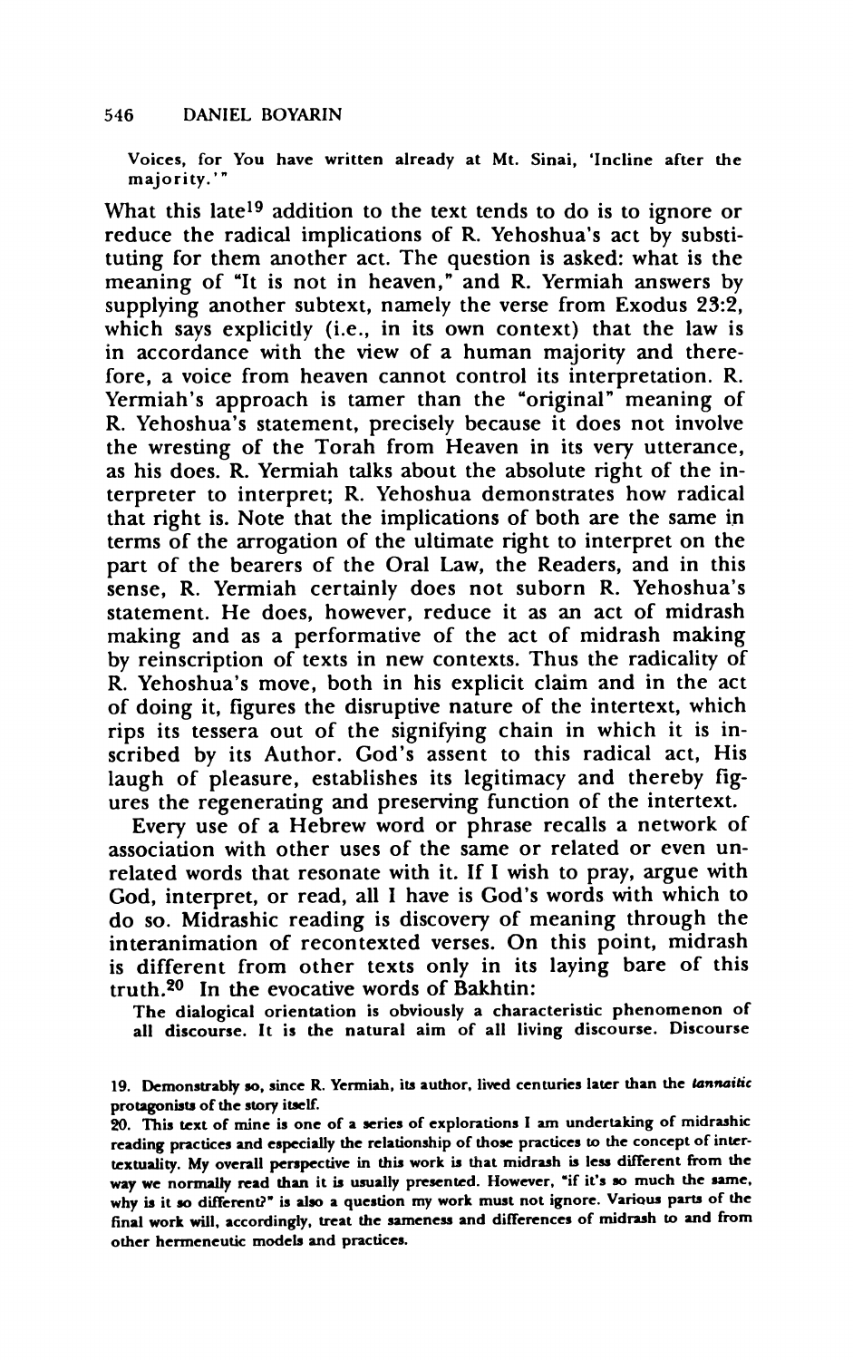> Voices, for You have written already at Mt. Sinai, 'Incline after the majority.'"

What this late[19] addition to the text tends to do is to ignore or reduce the radical implications of R. Yehoshua's act by substituting for them another act. The question is asked: what is the meaning of "It is not in heaven," and R. Yermiah answers by supplying another subtext, namely the verse from Exodus 23:2, which says explicitly (i.e., in its own context) that the law is in accordance with the view of a human majority and therefore, a voice from heaven cannot control its interpretation. R. Yermiah's approach is tamer than the "original" meaning of R. Yehoshua's statement, precisely because it does not involve the wresting of the Torah from Heaven in its very utterance, as his does. R. Yermiah talks about the absolute right of the interpreter to interpret; R. Yehoshua demonstrates how radical that right is. Note that the implications of both are the same in terms of the arrogation of the ultimate right to interpret on the part of the bearers of the Oral Law, the Readers, and in this sense, R. Yermiah certainly does not suborn R. Yehoshua's statement. He does, however, reduce it as an act of midrash making and as a performative of the act of midrash making by reinscription of texts in new contexts. Thus the radicality of R. Yehoshua's move, both in his explicit claim and in the act of doing it, figures the disruptive nature of the intertext, which rips its tessera out of the signifying chain in which it is inscribed by its Author. God's assent to this radical act, His laugh of pleasure, establishes its legitimacy and thereby figures the regenerating and preserving function of the intertext.

Every use of a Hebrew word or phrase recalls a network of association with other uses of the same or related or even unrelated words that resonate with it. If I wish to pray, argue with God, interpret, or read, all I have is God's words with which to do so. Midrashic reading is discovery of meaning through the interanimation of recontexted verses. On this point, midrash is different from other texts only in its laying bare of this truth.[20] In the evocative words of Bakhtin:

> The dialogical orientation is obviously a characteristic phenomenon of all discourse. It is the natural aim of all living discourse. Discourse

19. Demonstrably so, since R. Yermiah, its author, lived centuries later than the *tannaitic* protagonists of the story itself.

20. This text of mine is one of a series of explorations I am undertaking of midrashic reading practices and especially the relationship of those practices to the concept of intertextuality. My overall perspective in this work is that midrash is less different from the way we normally read than it is usually presented. However, "if it's so much the same, why is it so different?" is also a question my work must not ignore. Various parts of the final work will, accordingly, treat the sameness and differences of midrash to and from other hermeneutic models and practices.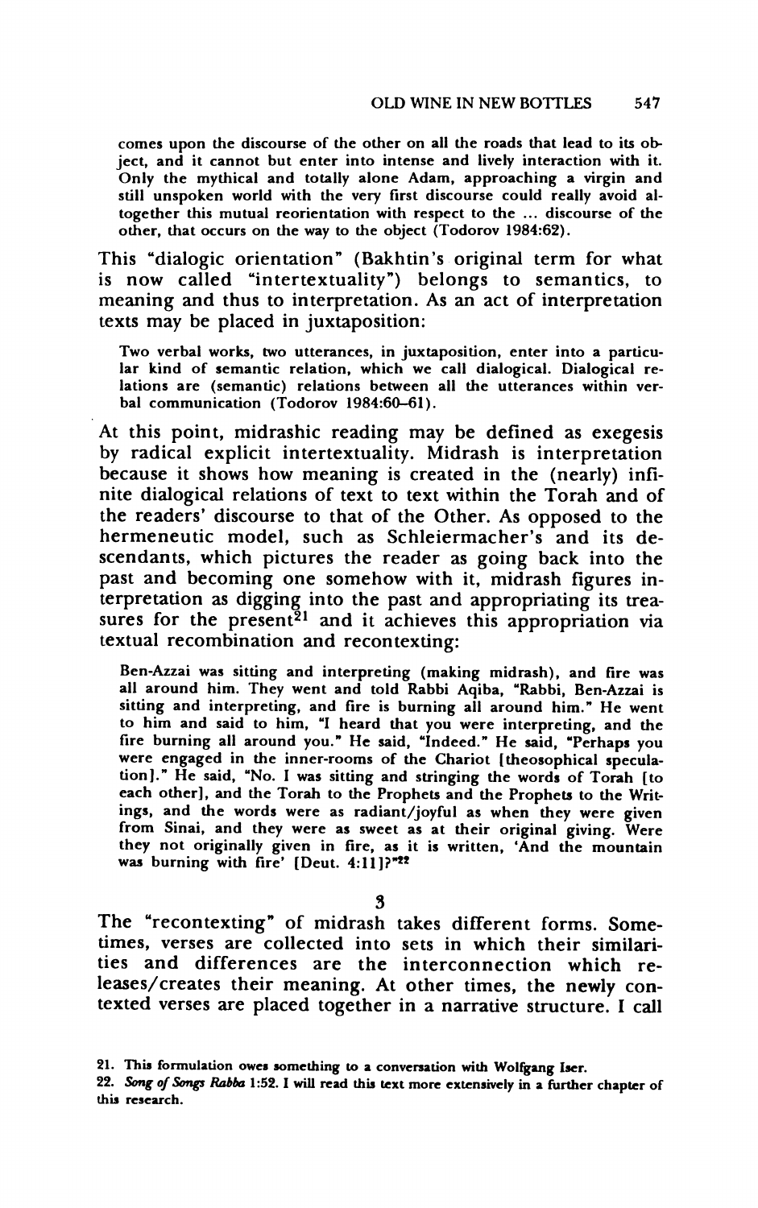> comes upon the discourse of the other on all the roads that lead to its object, and it cannot but enter into intense and lively interaction with it. Only the mythical and totally alone Adam, approaching a virgin and still unspoken world with the very first discourse could really avoid altogether this mutual reorientation with respect to the ... discourse of the other, that occurs on the way to the object (Todorov 1984:62).

This "dialogic orientation" (Bakhtin's original term for what is now called "intertextuality") belongs to semantics, to meaning and thus to interpretation. As an act of interpretation texts may be placed in juxtaposition:

> Two verbal works, two utterances, in juxtaposition, enter into a particular kind of semantic relation, which we call dialogical. Dialogical relations are (semantic) relations between all the utterances within verbal communication (Todorov 1984:60–61).

At this point, midrashic reading may be defined as exegesis by radical explicit intertextuality. Midrash is interpretation because it shows how meaning is created in the (nearly) infinite dialogical relations of text to text within the Torah and of the readers' discourse to that of the Other. As opposed to the hermeneutic model, such as Schleiermacher's and its descendants, which pictures the reader as going back into the past and becoming one somehow with it, midrash figures interpretation as digging into the past and appropriating its treasures for the present[21] and it achieves this appropriation via textual recombination and recontexting:

> Ben-Azzai was sitting and interpreting (making midrash), and fire was all around him. They went and told Rabbi Aqiba, "Rabbi, Ben-Azzai is sitting and interpreting, and fire is burning all around him." He went to him and said to him, "I heard that you were interpreting, and the fire burning all around you." He said, "Indeed." He said, "Perhaps you were engaged in the inner-rooms of the Chariot [theosophical speculation]." He said, "No. I was sitting and stringing the words of Torah [to each other], and the Torah to the Prophets and the Prophets to the Writings, and the words were as radiant/joyful as when they were given from Sinai, and they were as sweet as at their original giving. Were they not originally given in fire, as it is written, 'And the mountain was burning with fire' [Deut. 4:11]?"[22]

## 3

The "recontexting" of midrash takes different forms. Sometimes, verses are collected into sets in which their similarities and differences are the interconnection which releases/creates their meaning. At other times, the newly contexted verses are placed together in a narrative structure. I call

21. This formulation owes something to a conversation with Wolfgang Iser.

22. *Song of Songs Rabba* 1:52. I will read this text more extensively in a further chapter of this research.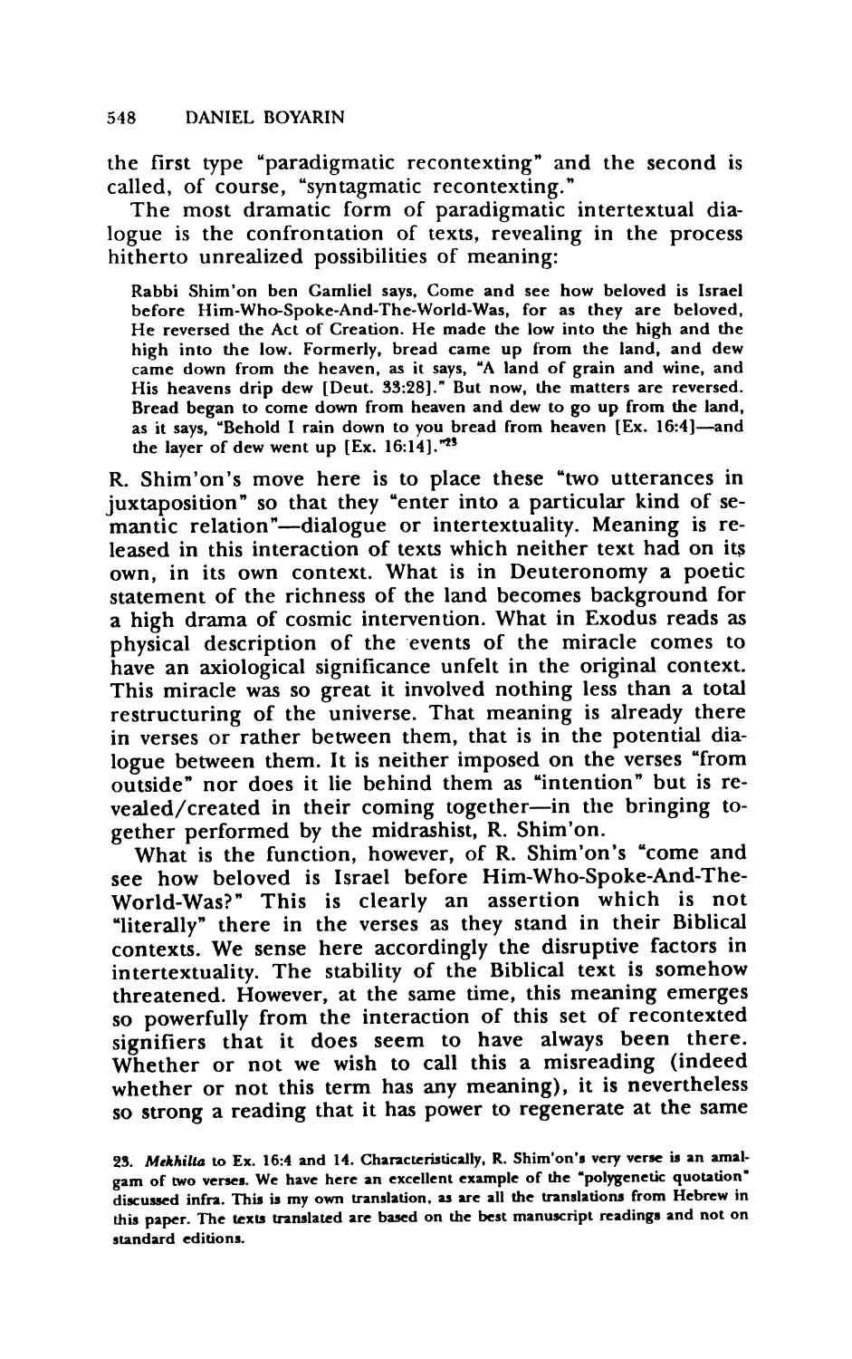the first type "paradigmatic recontexting" and the second is called, of course, "syntagmatic recontexting."

The most dramatic form of paradigmatic intertextual dialogue is the confrontation of texts, revealing in the process hitherto unrealized possibilities of meaning:

> Rabbi Shim'on ben Gamliel says, Come and see how beloved is Israel before Him-Who-Spoke-And-The-World-Was, for as they are beloved, He reversed the Act of Creation. He made the low into the high and the high into the low. Formerly, bread came up from the land, and dew came down from the heaven, as it says, "A land of grain and wine, and His heavens drip dew [Deut. 33:28]." But now, the matters are reversed. Bread began to come down from heaven and dew to go up from the land, as it says, "Behold I rain down to you bread from heaven [Ex. 16:4]—and the layer of dew went up [Ex. 16:14]."[23]

R. Shim'on's move here is to place these "two utterances in juxtaposition" so that they "enter into a particular kind of semantic relation"—dialogue or intertextuality. Meaning is released in this interaction of texts which neither text had on its own, in its own context. What is in Deuteronomy a poetic statement of the richness of the land becomes background for a high drama of cosmic intervention. What in Exodus reads as physical description of the events of the miracle comes to have an axiological significance unfelt in the original context. This miracle was so great it involved nothing less than a total restructuring of the universe. That meaning is already there in verses or rather between them, that is in the potential dialogue between them. It is neither imposed on the verses "from outside" nor does it lie behind them as "intention" but is revealed/created in their coming together—in the bringing together performed by the midrashist, R. Shim'on.

What is the function, however, of R. Shim'on's "come and see how beloved is Israel before Him-Who-Spoke-And-The-World-Was?" This is clearly an assertion which is not "literally" there in the verses as they stand in their Biblical contexts. We sense here accordingly the disruptive factors in intertextuality. The stability of the Biblical text is somehow threatened. However, at the same time, this meaning emerges so powerfully from the interaction of this set of recontexted signifiers that it does seem to have always been there. Whether or not we wish to call this a misreading (indeed whether or not this term has any meaning), it is nevertheless so strong a reading that it has power to regenerate at the same

23. *Mekhilta* to Ex. 16:4 and 14. Characteristically, R. Shim'on's very verse is an amalgam of two verses. We have here an excellent example of the "polygenetic quotation" discussed infra. This is my own translation, as are all the translations from Hebrew in this paper. The texts translated are based on the best manuscript readings and not on standard editions.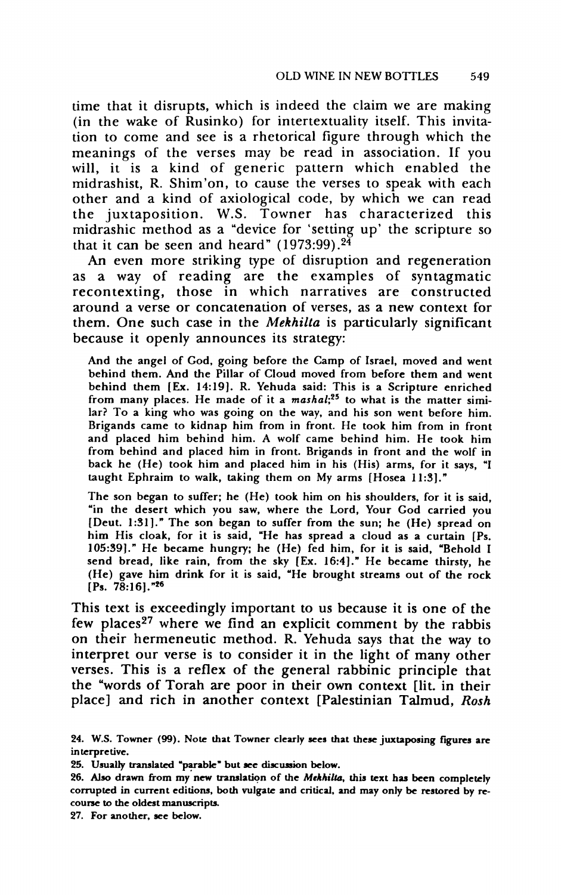time that it disrupts, which is indeed the claim we are making (in the wake of Rusinko) for intertextuality itself. This invitation to come and see is a rhetorical figure through which the meanings of the verses may be read in association. If you will, it is a kind of generic pattern which enabled the midrashist, R. Shim'on, to cause the verses to speak with each other and a kind of axiological code, by which we can read the juxtaposition. W.S. Towner has characterized this midrashic method as a "device for 'setting up' the scripture so that it can be seen and heard" (1973:99).[24]

An even more striking type of disruption and regeneration as a way of reading are the examples of syntagmatic recontexting, those in which narratives are constructed around a verse or concatenation of verses, as a new context for them. One such case in the *Mekhilta* is particularly significant because it openly announces its strategy:

> And the angel of God, going before the Camp of Israel, moved and went behind them. And the Pillar of Cloud moved from before them and went behind them [Ex. 14:19]. R. Yehuda said: This is a Scripture enriched from many places. He made of it a *mashal*;[25] to what is the matter similar? To a king who was going on the way, and his son went before him. Brigands came to kidnap him from in front. He took him from in front and placed him behind him. A wolf came behind him. He took him from behind and placed him in front. Brigands in front and the wolf in back he (He) took him and placed him in his (His) arms, for it says, "I taught Ephraim to walk, taking them on My arms [Hosea 11:3]."
>
> The son began to suffer; he (He) took him on his shoulders, for it is said, "in the desert which you saw, where the Lord, Your God carried you [Deut. 1:31]." The son began to suffer from the sun; he (He) spread on him His cloak, for it is said, "He has spread a cloud as a curtain [Ps. 105:39]." He became hungry; he (He) fed him, for it is said, "Behold I send bread, like rain, from the sky [Ex. 16:4]." He became thirsty, he (He) gave him drink for it is said, "He brought streams out of the rock [Ps. 78:16]."[26]

This text is exceedingly important to us because it is one of the few places[27] where we find an explicit comment by the rabbis on their hermeneutic method. R. Yehuda says that the way to interpret our verse is to consider it in the light of many other verses. This is a reflex of the general rabbinic principle that the "words of Torah are poor in their own context [lit. in their place] and rich in another context [Palestinian Talmud, *Rosh*

---

24. W.S. Towner (99). Note that Towner clearly sees that these juxtaposing figures are interpretive.

25. Usually translated "parable" but see discussion below.

26. Also drawn from my new translation of the *Mekhilta*, this text has been completely corrupted in current editions, both vulgate and critical, and may only be restored by recourse to the oldest manuscripts.

27. For another, see below.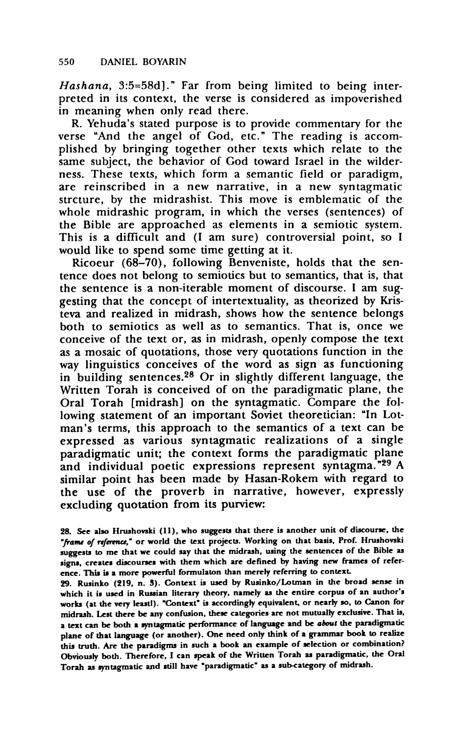*Hashana*, 3:5=58d]." Far from being limited to being interpreted in its context, the verse is considered as impoverished in meaning when only read there.

R. Yehuda's stated purpose is to provide commentary for the verse "And the angel of God, etc." The reading is accomplished by bringing together other texts which relate to the same subject, the behavior of God toward Israel in the wilderness. These texts, which form a semantic field or paradigm, are reinscribed in a new narrative, in a new syntagmatic strcture, by the midrashist. This move is emblematic of the whole midrashic program, in which the verses (sentences) of the Bible are approached as elements in a semiotic system. This is a difficult and (I am sure) controversial point, so I would like to spend some time getting at it.

Ricoeur (68–70), following Benveniste, holds that the sentence does not belong to semiotics but to semantics, that is, that the sentence is a non-iterable moment of discourse. I am suggesting that the concept of intertextuality, as theorized by Kristeva and realized in midrash, shows how the sentence belongs both to semiotics as well as to semantics. That is, once we conceive of the text or, as in midrash, openly compose the text as a mosaic of quotations, those very quotations function in the way linguistics conceives of the word as sign as functioning in building sentences.[28] Or in slightly different language, the Written Torah is conceived of on the paradigmatic plane, the Oral Torah [midrash] on the syntagmatic. Compare the following statement of an important Soviet theoretician: "In Lotman's terms, this approach to the semantics of a text can be expressed as various syntagmatic realizations of a single paradigmatic unit; the context forms the paradigmatic plane and individual poetic expressions represent syntagma."[29] A similar point has been made by Hasan-Rokem with regard to the use of the proverb in narrative, however, expressly excluding quotation from its purview:

28. See also Hrushovski (11), who suggests that there is another unit of discourse, the "*frame of reference*," or world the text projects. Working on that basis, Prof. Hrushovski suggests to me that we could say that the midrash, using the sentences of the Bible as signs, creates discourses with them which are defined by having new frames of reference. This is a more powerful formulaton than merely referring to context.

29. Rusinko (219, n. 3). Context is used by Rusinko/Lotman in the broad sense in which it is used in Russian literary theory, namely as the entire corpus of an author's works (at the very leastl). "Context" is accordingly equivalent, or nearly so, to Canon for midrash. Lest there be any confusion, these categories are not mutually exclusive. That is, a text can be both a syntagmatic performance of language and be *about* the paradigmatic plane of that language (or another). One need only think of a grammar book to realize this truth. Are the paradigms in such a book an example of selection or combination? Obviously both. Therefore, I can speak of the Written Torah as paradigmatic, the Oral Torah as syntagmatic and still have "paradigmatic" as a sub-category of midrash.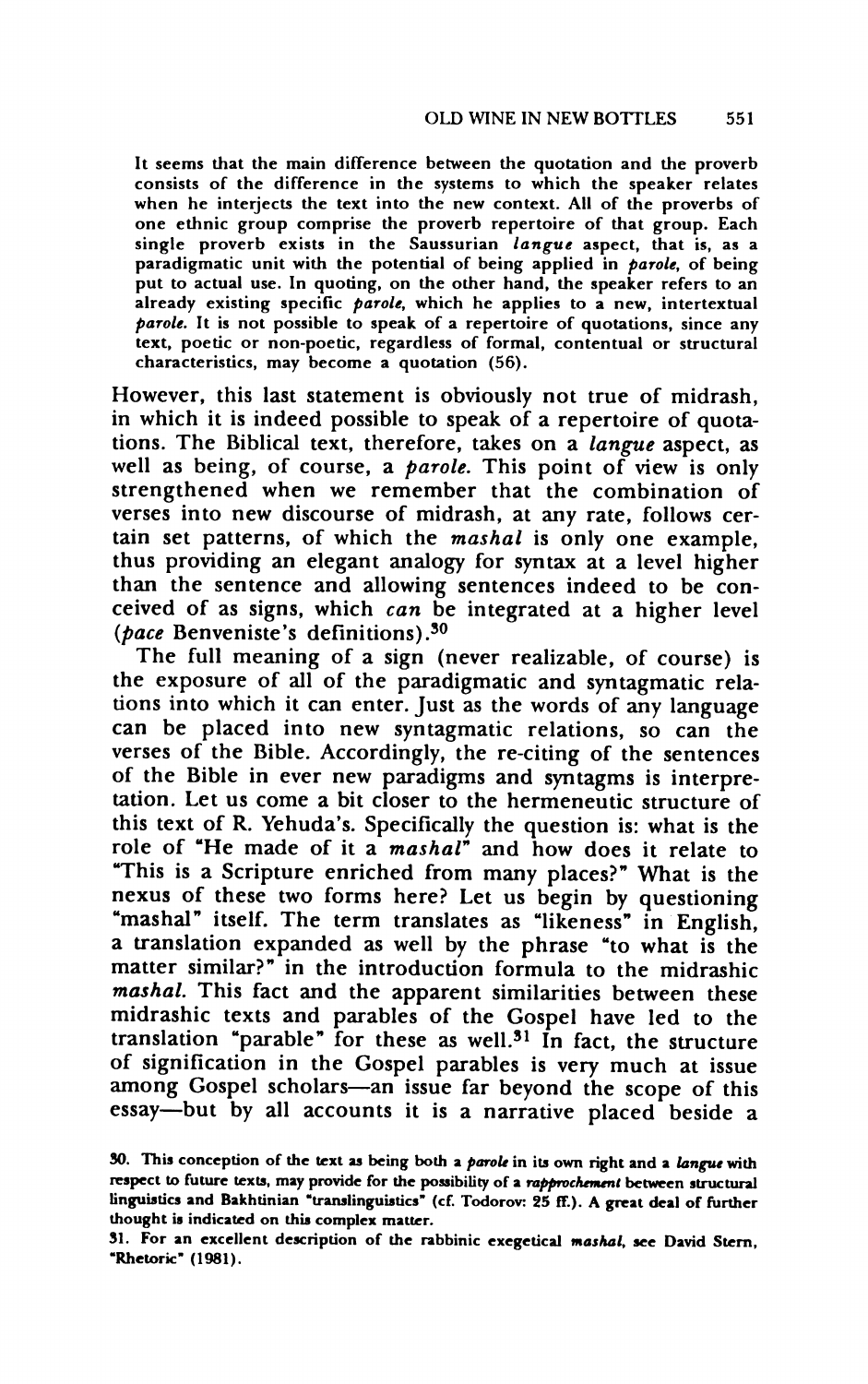> It seems that the main difference between the quotation and the proverb consists of the difference in the systems to which the speaker relates when he interjects the text into the new context. All of the proverbs of one ethnic group comprise the proverb repertoire of that group. Each single proverb exists in the Saussurian *langue* aspect, that is, as a paradigmatic unit with the potential of being applied in *parole*, of being put to actual use. In quoting, on the other hand, the speaker refers to an already existing specific *parole*, which he applies to a new, intertextual *parole*. It is not possible to speak of a repertoire of quotations, since any text, poetic or non-poetic, regardless of formal, contentual or structural characteristics, may become a quotation (56).

However, this last statement is obviously not true of midrash, in which it is indeed possible to speak of a repertoire of quotations. The Biblical text, therefore, takes on a *langue* aspect, as well as being, of course, a *parole*. This point of view is only strengthened when we remember that the combination of verses into new discourse of midrash, at any rate, follows certain set patterns, of which the *mashal* is only one example, thus providing an elegant analogy for syntax at a level higher than the sentence and allowing sentences indeed to be conceived of as signs, which *can* be integrated at a higher level (*pace* Benveniste's definitions).[30]

The full meaning of a sign (never realizable, of course) is the exposure of all of the paradigmatic and syntagmatic relations into which it can enter. Just as the words of any language can be placed into new syntagmatic relations, so can the verses of the Bible. Accordingly, the re-citing of the sentences of the Bible in ever new paradigms and syntagms is interpretation. Let us come a bit closer to the hermeneutic structure of this text of R. Yehuda's. Specifically the question is: what is the role of "He made of it a *mashal*" and how does it relate to "This is a Scripture enriched from many places?" What is the nexus of these two forms here? Let us begin by questioning "mashal" itself. The term translates as "likeness" in English, a translation expanded as well by the phrase "to what is the matter similar?" in the introduction formula to the midrashic *mashal*. This fact and the apparent similarities between these midrashic texts and parables of the Gospel have led to the translation "parable" for these as well.[31] In fact, the structure of signification in the Gospel parables is very much at issue among Gospel scholars—an issue far beyond the scope of this essay—but by all accounts it is a narrative placed beside a

30. This conception of the text as being both a *parole* in its own right and a *langue* with respect to future texts, may provide for the possibility of a *rapprochement* between structural linguistics and Bakhtinian "translinguistics" (cf. Todorov: 25 ff.). A great deal of further thought is indicated on this complex matter.

31. For an excellent description of the rabbinic exegetical *mashal*, see David Stern, "Rhetoric" (1981).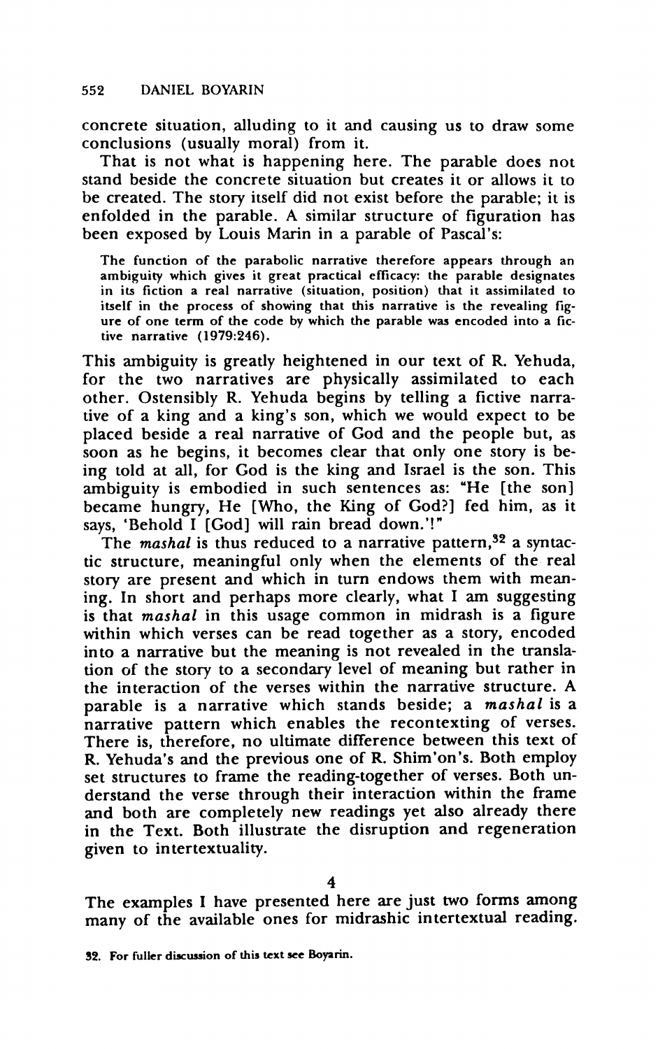concrete situation, alluding to it and causing us to draw some conclusions (usually moral) from it.

That is not what is happening here. The parable does not stand beside the concrete situation but creates it or allows it to be created. The story itself did not exist before the parable; it is enfolded in the parable. A similar structure of figuration has been exposed by Louis Marin in a parable of Pascal's:

> The function of the parabolic narrative therefore appears through an ambiguity which gives it great practical efficacy: the parable designates in its fiction a real narrative (situation, position) that it assimilated to itself in the process of showing that this narrative is the revealing figure of one term of the code by which the parable was encoded into a fictive narrative (1979:246).

This ambiguity is greatly heightened in our text of R. Yehuda, for the two narratives are physically assimilated to each other. Ostensibly R. Yehuda begins by telling a fictive narrative of a king and a king's son, which we would expect to be placed beside a real narrative of God and the people but, as soon as he begins, it becomes clear that only one story is being told at all, for God is the king and Israel is the son. This ambiguity is embodied in such sentences as: "He [the son] became hungry, He [Who, the King of God?] fed him, as it says, 'Behold I [God] will rain bread down.'!"

The *mashal* is thus reduced to a narrative pattern,[32] a syntactic structure, meaningful only when the elements of the real story are present and which in turn endows them with meaning. In short and perhaps more clearly, what I am suggesting is that *mashal* in this usage common in midrash is a figure within which verses can be read together as a story, encoded into a narrative but the meaning is not revealed in the translation of the story to a secondary level of meaning but rather in the interaction of the verses within the narrative structure. A parable is a narrative which stands beside; a *mashal* is a narrative pattern which enables the recontexting of verses. There is, therefore, no ultimate difference between this text of R. Yehuda's and the previous one of R. Shim'on's. Both employ set structures to frame the reading-together of verses. Both understand the verse through their interaction within the frame and both are completely new readings yet also already there in the Text. Both illustrate the disruption and regeneration given to intertextuality.

## 4

The examples I have presented here are just two forms among many of the available ones for midrashic intertextual reading.

32. For fuller discussion of this text see Boyarin.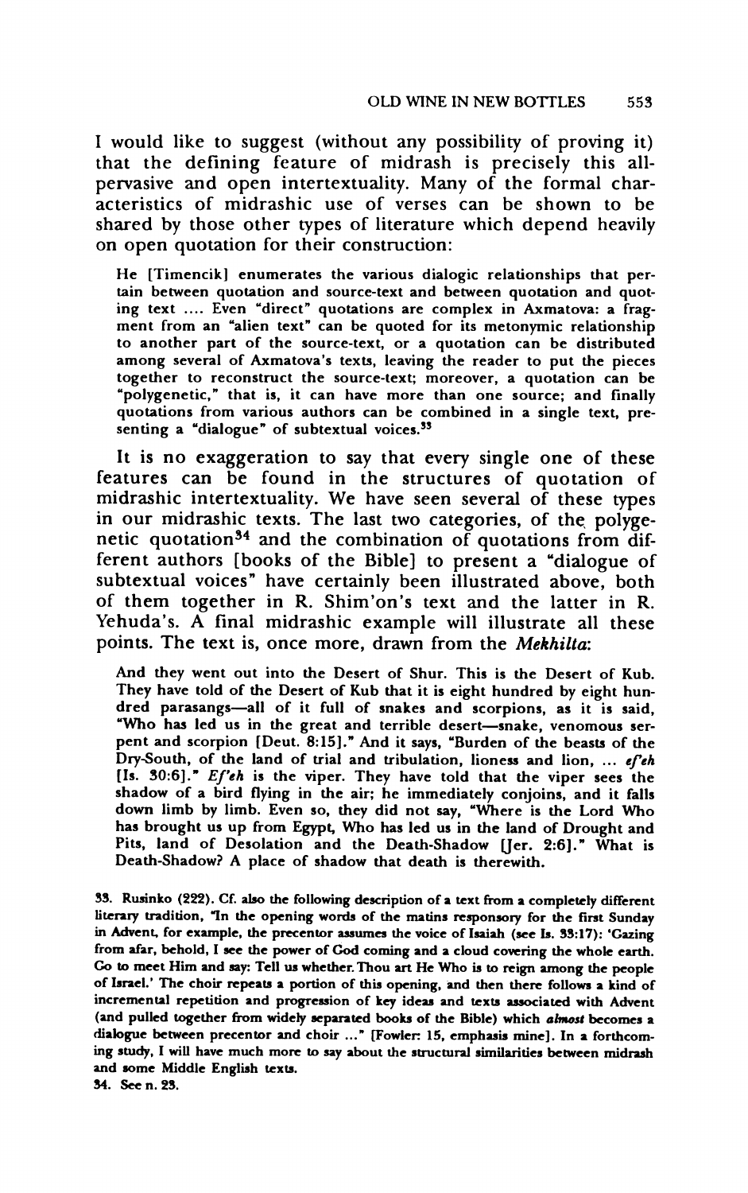I would like to suggest (without any possibility of proving it) that the defining feature of midrash is precisely this all-pervasive and open intertextuality. Many of the formal characteristics of midrashic use of verses can be shown to be shared by those other types of literature which depend heavily on open quotation for their construction:

> He [Timencik] enumerates the various dialogic relationships that pertain between quotation and source-text and between quotation and quoting text .... Even "direct" quotations are complex in Axmatova: a fragment from an "alien text" can be quoted for its metonymic relationship to another part of the source-text, or a quotation can be distributed among several of Axmatova's texts, leaving the reader to put the pieces together to reconstruct the source-text; moreover, a quotation can be "polygenetic," that is, it can have more than one source; and finally quotations from various authors can be combined in a single text, presenting a "dialogue" of subtextual voices.[33]

It is no exaggeration to say that every single one of these features can be found in the structures of quotation of midrashic intertextuality. We have seen several of these types in our midrashic texts. The last two categories, of the polygenetic quotation[34] and the combination of quotations from different authors [books of the Bible] to present a "dialogue of subtextual voices" have certainly been illustrated above, both of them together in R. Shim'on's text and the latter in R. Yehuda's. A final midrashic example will illustrate all these points. The text is, once more, drawn from the *Mekhilta*:

> And they went out into the Desert of Shur. This is the Desert of Kub. They have told of the Desert of Kub that it is eight hundred by eight hundred parasangs—all of it full of snakes and scorpions, as it is said, "Who has led us in the great and terrible desert—snake, venomous serpent and scorpion [Deut. 8:15]." And it says, "Burden of the beasts of the Dry-South, of the land of trial and tribulation, lioness and lion, ... *ef'eh* [Is. 30:6]." *Ef'eh* is the viper. They have told that the viper sees the shadow of a bird flying in the air; he immediately conjoins, and it falls down limb by limb. Even so, they did not say, "Where is the Lord Who has brought us up from Egypt, Who has led us in the land of Drought and Pits, land of Desolation and the Death-Shadow [Jer. 2:6]." What is Death-Shadow? A place of shadow that death is therewith.

33. Rusinko (222). Cf. also the following description of a text from a completely different literary tradition, "In the opening words of the matins responsory for the first Sunday in Advent, for example, the precentor assumes the voice of Isaiah (see Is. 33:17): 'Gazing from afar, behold, I see the power of God coming and a cloud covering the whole earth. Go to meet Him and say: Tell us whether Thou art He Who is to reign among the people of Israel.' The choir repeats a portion of this opening, and then there follows a kind of incremental repetition and progression of key ideas and texts associated with Advent (and pulled together from widely separated books of the Bible) which ***almost*** becomes a dialogue between precentor and choir ..." (Fowler: 15, emphasis mine]. In a forthcoming study, I will have much more to say about the structural similarities between midrash and some Middle English texts.

34. See n. 23.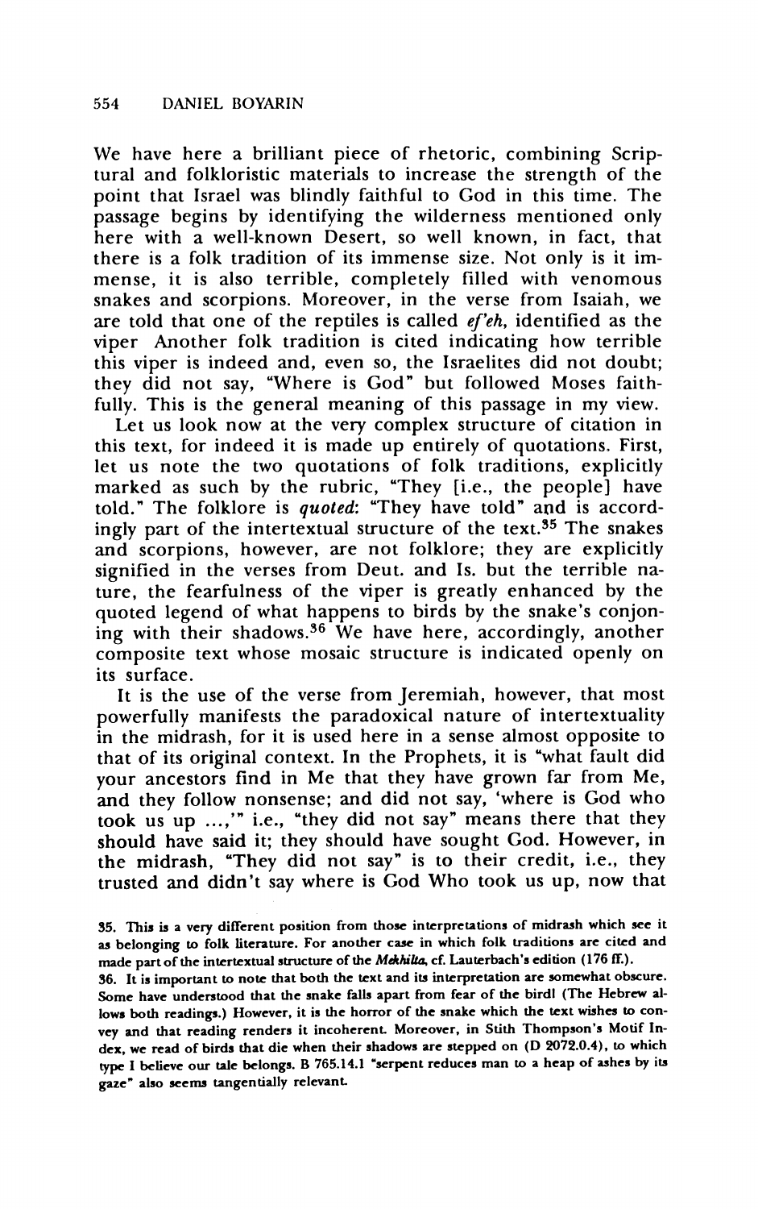We have here a brilliant piece of rhetoric, combining Scriptural and folkloristic materials to increase the strength of the point that Israel was blindly faithful to God in this time. The passage begins by identifying the wilderness mentioned only here with a well-known Desert, so well known, in fact, that there is a folk tradition of its immense size. Not only is it immense, it is also terrible, completely filled with venomous snakes and scorpions. Moreover, in the verse from Isaiah, we are told that one of the reptiles is called *ef'eh*, identified as the viper Another folk tradition is cited indicating how terrible this viper is indeed and, even so, the Israelites did not doubt; they did not say, "Where is God" but followed Moses faithfully. This is the general meaning of this passage in my view.

Let us look now at the very complex structure of citation in this text, for indeed it is made up entirely of quotations. First, let us note the two quotations of folk traditions, explicitly marked as such by the rubric, "They [i.e., the people] have told." The folklore is *quoted*: "They have told" and is accordingly part of the intertextual structure of the text.[35] The snakes and scorpions, however, are not folklore; they are explicitly signified in the verses from Deut. and Is. but the terrible nature, the fearfulness of the viper is greatly enhanced by the quoted legend of what happens to birds by the snake's conjoning with their shadows.[36] We have here, accordingly, another composite text whose mosaic structure is indicated openly on its surface.

It is the use of the verse from Jeremiah, however, that most powerfully manifests the paradoxical nature of intertextuality in the midrash, for it is used here in a sense almost opposite to that of its original context. In the Prophets, it is "what fault did your ancestors find in Me that they have grown far from Me, and they follow nonsense; and did not say, 'where is God who took us up ...,'" i.e., "they did not say" means there that they should have said it; they should have sought God. However, in the midrash, "They did not say" is to their credit, i.e., they trusted and didn't say where is God Who took us up, now that

35. This is a very different position from those interpretations of midrash which see it as belonging to folk literature. For another case in which folk traditions are cited and made part of the intertextual structure of the *Mekhilta*, cf. Lauterbach's edition (176 ff.).

36. It is important to note that both the text and its interpretation are somewhat obscure. Some have understood that the snake falls apart from fear of the bird! (The Hebrew allows both readings.) However, it is the horror of the snake which the text wishes to convey and that reading renders it incoherent. Moreover, in Stith Thompson's Motif Index, we read of birds that die when their shadows are stepped on (D 2072.0.4), to which type I believe our tale belongs. B 765.14.1 "serpent reduces man to a heap of ashes by its gaze" also seems tangentially relevant.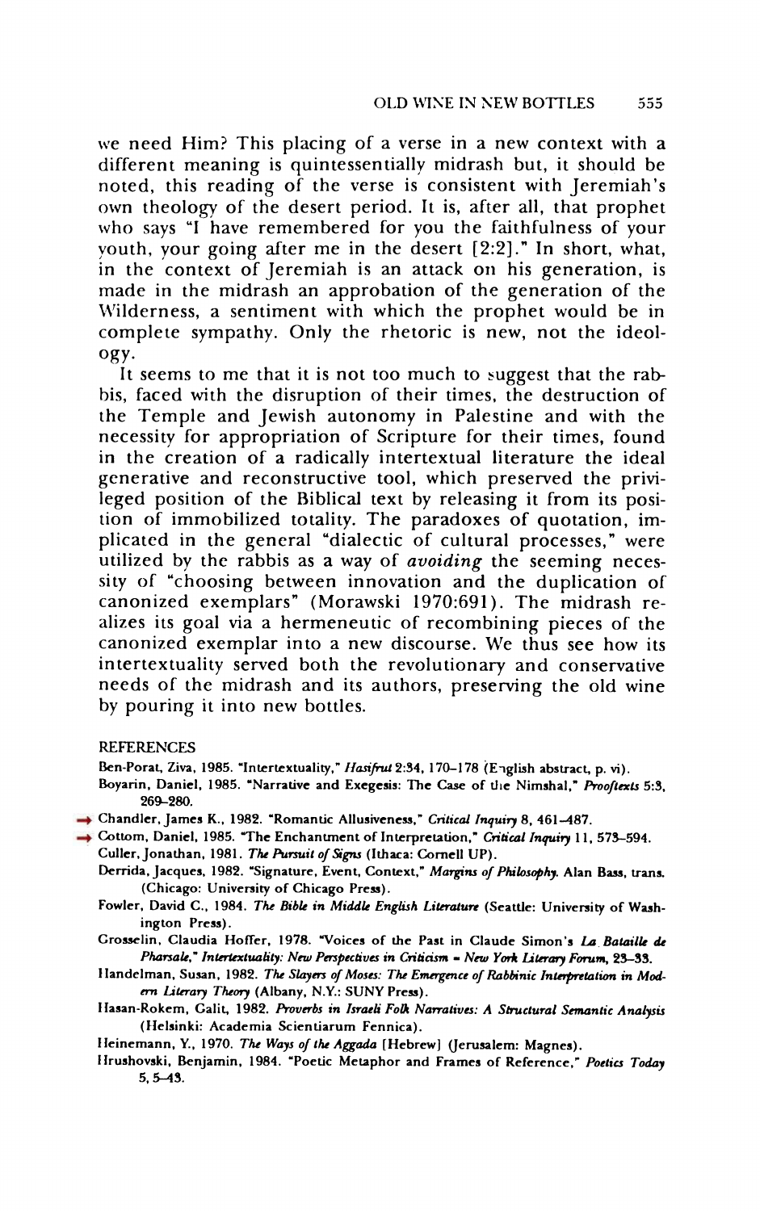we need Him? This placing of a verse in a new context with a different meaning is quintessentially midrash but, it should be noted, this reading of the verse is consistent with Jeremiah's own theology of the desert period. It is, after all, that prophet who says "I have remembered for you the faithfulness of your youth, your going after me in the desert [2:2]." In short, what, in the context of Jeremiah is an attack on his generation, is made in the midrash an approbation of the generation of the Wilderness, a sentiment with which the prophet would be in complete sympathy. Only the rhetoric is new, not the ideology.

It seems to me that it is not too much to suggest that the rabbis, faced with the disruption of their times, the destruction of the Temple and Jewish autonomy in Palestine and with the necessity for appropriation of Scripture for their times, found in the creation of a radically intertextual literature the ideal generative and reconstructive tool, which preserved the privileged position of the Biblical text by releasing it from its position of immobilized totality. The paradoxes of quotation, implicated in the general "dialectic of cultural processes," were utilized by the rabbis as a way of *avoiding* the seeming necessity of "choosing between innovation and the duplication of canonized exemplars" (Morawski 1970:691). The midrash realizes its goal via a hermeneutic of recombining pieces of the canonized exemplar into a new discourse. We thus see how its intertextuality served both the revolutionary and conservative needs of the midrash and its authors, preserving the old wine by pouring it into new bottles.

## REFERENCES

Ben-Porat, Ziva, 1985. "Intertextuality," *Hasifrut* 2:34, 170–178 (English abstract, p. vi).

Boyarin, Daniel, 1985. "Narrative and Exegesis: The Case of the Nimshal," *Prooftexts* 5:3, 269–280.

Chandler, James K., 1982. "Romantic Allusiveness," *Critical Inquiry* 8, 461–487.

Cottom, Daniel, 1985. "The Enchantment of Interpretation," *Critical Inquiry* 11, 573–594.

Culler, Jonathan, 1981. *The Pursuit of Signs* (Ithaca: Cornell UP).

Derrida, Jacques, 1982. "Signature, Event, Context," *Margins of Philosophy*. Alan Bass, trans. (Chicago: University of Chicago Press).

Fowler, David C., 1984. *The Bible in Middle English Literature* (Seattle: University of Washington Press).

Grosselin, Claudia Hoffer, 1978. "Voices of the Past in Claude Simon's *La Bataille de Pharsale*," *Intertextuality: New Perspectives in Criticism* = *New York Literary Forum*, 23–33.

Handelman, Susan, 1982. *The Slayers of Moses: The Emergence of Rabbinic Interpretation in Modern Literary Theory* (Albany, N.Y.: SUNY Press).

Hasan-Rokem, Galit, 1982. *Proverbs in Israeli Folk Narratives: A Structural Semantic Analysis* (Helsinki: Academia Scientiarum Fennica).

Heinemann, Y., 1970. *The Ways of the Aggada* [Hebrew] (Jerusalem: Magnes).

Hrushovski, Benjamin, 1984. "Poetic Metaphor and Frames of Reference," *Poetics Today* 5, 5–43.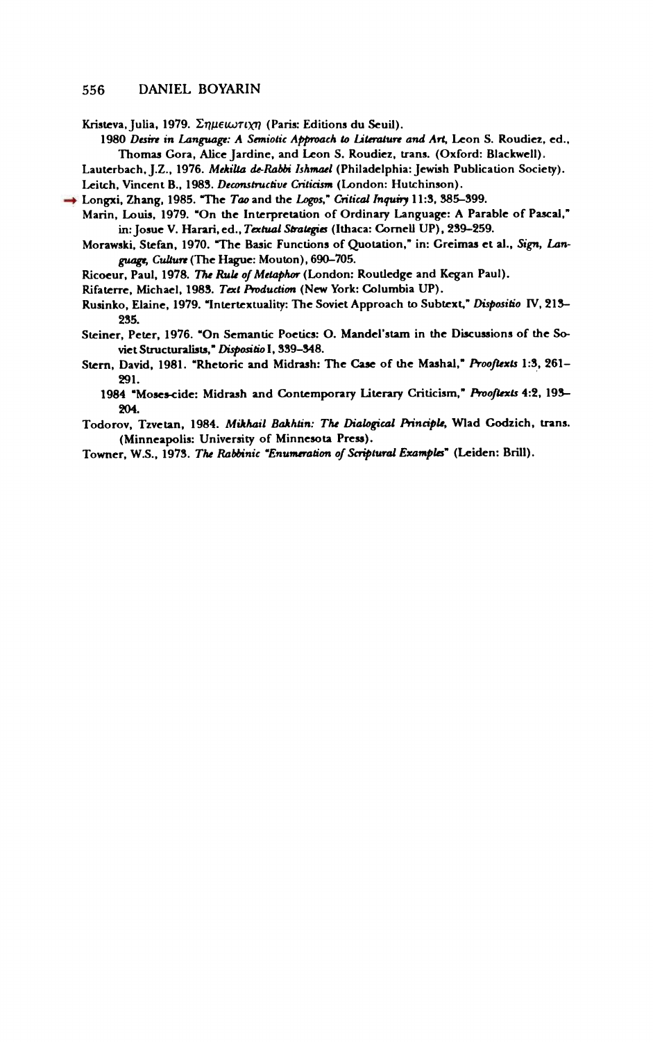Kristeva, Julia, 1979. *Σημειωτιχη* (Paris: Editions du Seuil).

1980 *Desire in Language: A Semiotic Approach to Literature and Art*, Leon S. Roudiez, ed., Thomas Gora, Alice Jardine, and Leon S. Roudiez, trans. (Oxford: Blackwell).

Lauterbach, J.Z., 1976. *Mekilta de-Rabbi Ishmael* (Philadelphia: Jewish Publication Society).

Leitch, Vincent B., 1983. *Deconstructive Criticism* (London: Hutchinson).

Longxi, Zhang, 1985. "The *Tao* and the *Logos*," *Critical Inquiry* 11:3, 385–399.

Marin, Louis, 1979. "On the Interpretation of Ordinary Language: A Parable of Pascal," in: Josue V. Harari, ed., *Textual Strategies* (Ithaca: Cornell UP), 239–259.

Morawski, Stefan, 1970. "The Basic Functions of Quotation," in: Greimas et al., *Sign, Language, Culture* (The Hague: Mouton), 690–705.

Ricoeur, Paul, 1978. *The Rule of Metaphor* (London: Routledge and Kegan Paul).

Rifaterre, Michael, 1983. *Text Production* (New York: Columbia UP).

Rusinko, Elaine, 1979. "Intertextuality: The Soviet Approach to Subtext," *Dispositio* IV, 213–235.

Steiner, Peter, 1976. "On Semantic Poetics: O. Mandel'stam in the Discussions of the Soviet Structuralists," *Dispositio* I, 339–348.

Stern, David, 1981. "Rhetoric and Midrash: The Case of the Mashal," *Prooftexts* 1:3, 261–291.

1984 "Moses-cide: Midrash and Contemporary Literary Criticism," *Prooftexts* 4:2, 193–204.

Todorov, Tzvetan, 1984. *Mikhail Bakhtin: The Dialogical Principle*, Wlad Godzich, trans. (Minneapolis: University of Minnesota Press).

Towner, W.S., 1973. *The Rabbinic "Enumeration of Scriptural Examples"* (Leiden: Brill).